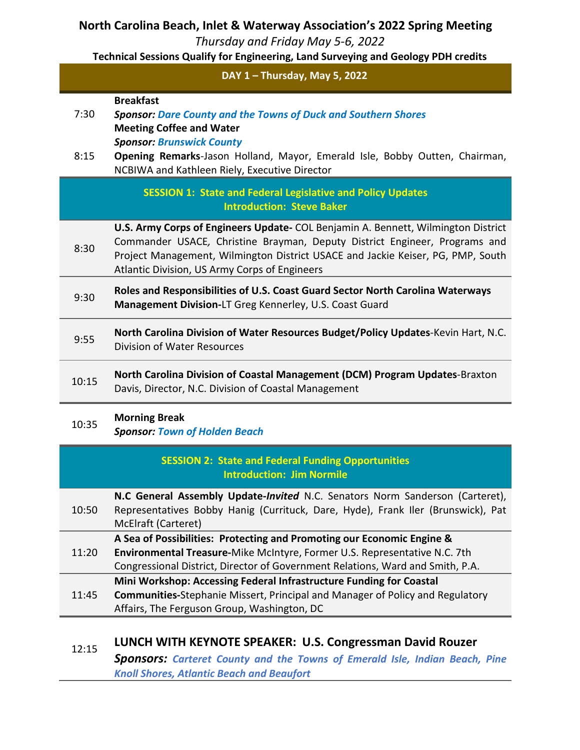# North Carolina Beach, Inlet & Waterway Association's 2022 Spring Meeting

*Thursday and Friday May 5-6, 2022*

**Technical Sessions Qualify for Engineering, Land Surveying and Geology PDH credits**

## DAY 1 – Thursday, May 5, 2022

| Time | Event |
|---|---|
| 7:30 | **Breakfast**<br>***Sponsor: Dare County and the Towns of Duck and Southern Shores***<br>**Meeting Coffee and Water**<br>***Sponsor: Brunswick County*** |
| 8:15 | **Opening Remarks**-Jason Holland, Mayor, Emerald Isle, Bobby Outten, Chairman, NCBIWA and Kathleen Riely, Executive Director |

### SESSION 1: State and Federal Legislative and Policy Updates
**Introduction: Steve Baker**

| Time | Event |
|---|---|
| 8:30 | **U.S. Army Corps of Engineers Update-** COL Benjamin A. Bennett, Wilmington District Commander USACE, Christine Brayman, Deputy District Engineer, Programs and Project Management, Wilmington District USACE and Jackie Keiser, PG, PMP, South Atlantic Division, US Army Corps of Engineers |
| 9:30 | **Roles and Responsibilities of U.S. Coast Guard Sector North Carolina Waterways Management Division-**LT Greg Kennerley, U.S. Coast Guard |
| 9:55 | **North Carolina Division of Water Resources Budget/Policy Updates**-Kevin Hart, N.C. Division of Water Resources |
| 10:15 | **North Carolina Division of Coastal Management (DCM) Program Updates**-Braxton Davis, Director, N.C. Division of Coastal Management |
| 10:35 | **Morning Break**<br>***Sponsor: Town of Holden Beach*** |

### SESSION 2: State and Federal Funding Opportunities
**Introduction: Jim Normile**

| Time | Event |
|---|---|
| 10:50 | **N.C General Assembly Update-*Invited*** N.C. Senators Norm Sanderson (Carteret), Representatives Bobby Hanig (Currituck, Dare, Hyde), Frank Iler (Brunswick), Pat McElraft (Carteret) |
| 11:20 | **A Sea of Possibilities: Protecting and Promoting our Economic Engine & Environmental Treasure-**Mike McIntyre, Former U.S. Representative N.C. 7th Congressional District, Director of Government Relations, Ward and Smith, P.A. |
| 11:45 | **Mini Workshop: Accessing Federal Infrastructure Funding for Coastal Communities-**Stephanie Missert, Principal and Manager of Policy and Regulatory Affairs, The Ferguson Group, Washington, DC |
| 12:15 | **LUNCH WITH KEYNOTE SPEAKER: U.S. Congressman David Rouzer**<br>***Sponsors: Carteret County and the Towns of Emerald Isle, Indian Beach, Pine Knoll Shores, Atlantic Beach and Beaufort*** |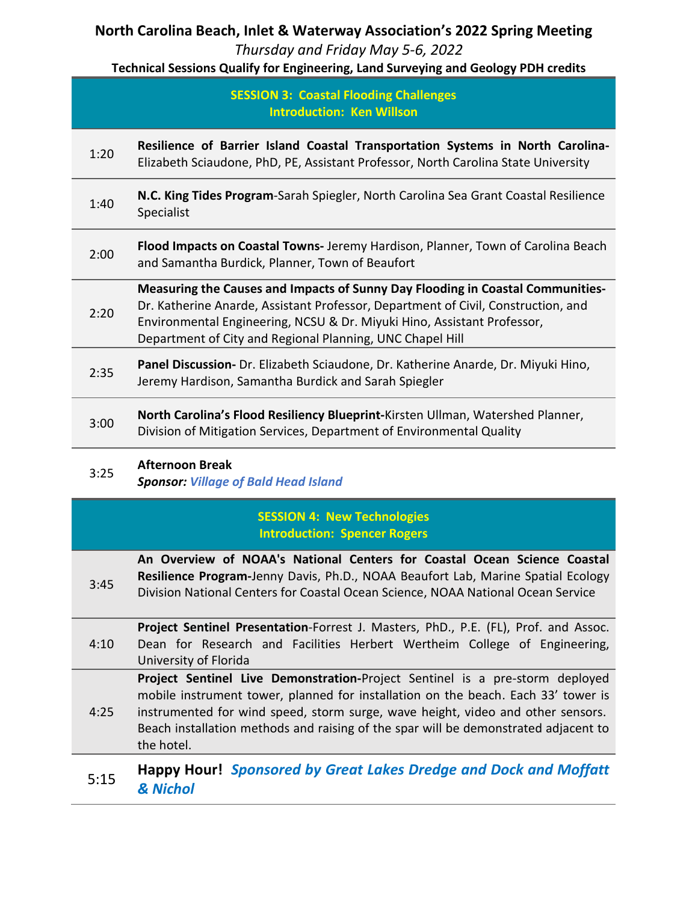# North Carolina Beach, Inlet & Waterway Association's 2022 Spring Meeting

*Thursday and Friday May 5-6, 2022*

**Technical Sessions Qualify for Engineering, Land Surveying and Geology PDH credits**

## SESSION 3: Coastal Flooding Challenges
**Introduction: Ken Willson**

| | |
|---|---|
| 1:20 | **Resilience of Barrier Island Coastal Transportation Systems in North Carolina-** Elizabeth Sciaudone, PhD, PE, Assistant Professor, North Carolina State University |
| 1:40 | **N.C. King Tides Program**-Sarah Spiegler, North Carolina Sea Grant Coastal Resilience Specialist |
| 2:00 | **Flood Impacts on Coastal Towns-** Jeremy Hardison, Planner, Town of Carolina Beach and Samantha Burdick, Planner, Town of Beaufort |
| 2:20 | **Measuring the Causes and Impacts of Sunny Day Flooding in Coastal Communities-** Dr. Katherine Anarde, Assistant Professor, Department of Civil, Construction, and Environmental Engineering, NCSU & Dr. Miyuki Hino, Assistant Professor, Department of City and Regional Planning, UNC Chapel Hill |
| 2:35 | **Panel Discussion-** Dr. Elizabeth Sciaudone, Dr. Katherine Anarde, Dr. Miyuki Hino, Jeremy Hardison, Samantha Burdick and Sarah Spiegler |
| 3:00 | **North Carolina's Flood Resiliency Blueprint-**Kirsten Ullman, Watershed Planner, Division of Mitigation Services, Department of Environmental Quality |
| 3:25 | **Afternoon Break** ***Sponsor: Village of Bald Head Island*** |

## SESSION 4: New Technologies
**Introduction: Spencer Rogers**

| | |
|---|---|
| 3:45 | **An Overview of NOAA's National Centers for Coastal Ocean Science Coastal Resilience Program-**Jenny Davis, Ph.D., NOAA Beaufort Lab, Marine Spatial Ecology Division National Centers for Coastal Ocean Science, NOAA National Ocean Service |
| 4:10 | **Project Sentinel Presentation**-Forrest J. Masters, PhD., P.E. (FL), Prof. and Assoc. Dean for Research and Facilities Herbert Wertheim College of Engineering, University of Florida |
| 4:25 | **Project Sentinel Live Demonstration-**Project Sentinel is a pre-storm deployed mobile instrument tower, planned for installation on the beach. Each 33' tower is instrumented for wind speed, storm surge, wave height, video and other sensors. Beach installation methods and raising of the spar will be demonstrated adjacent to the hotel. |
| 5:15 | **Happy Hour!** ***Sponsored by Great Lakes Dredge and Dock and Moffatt & Nichol*** |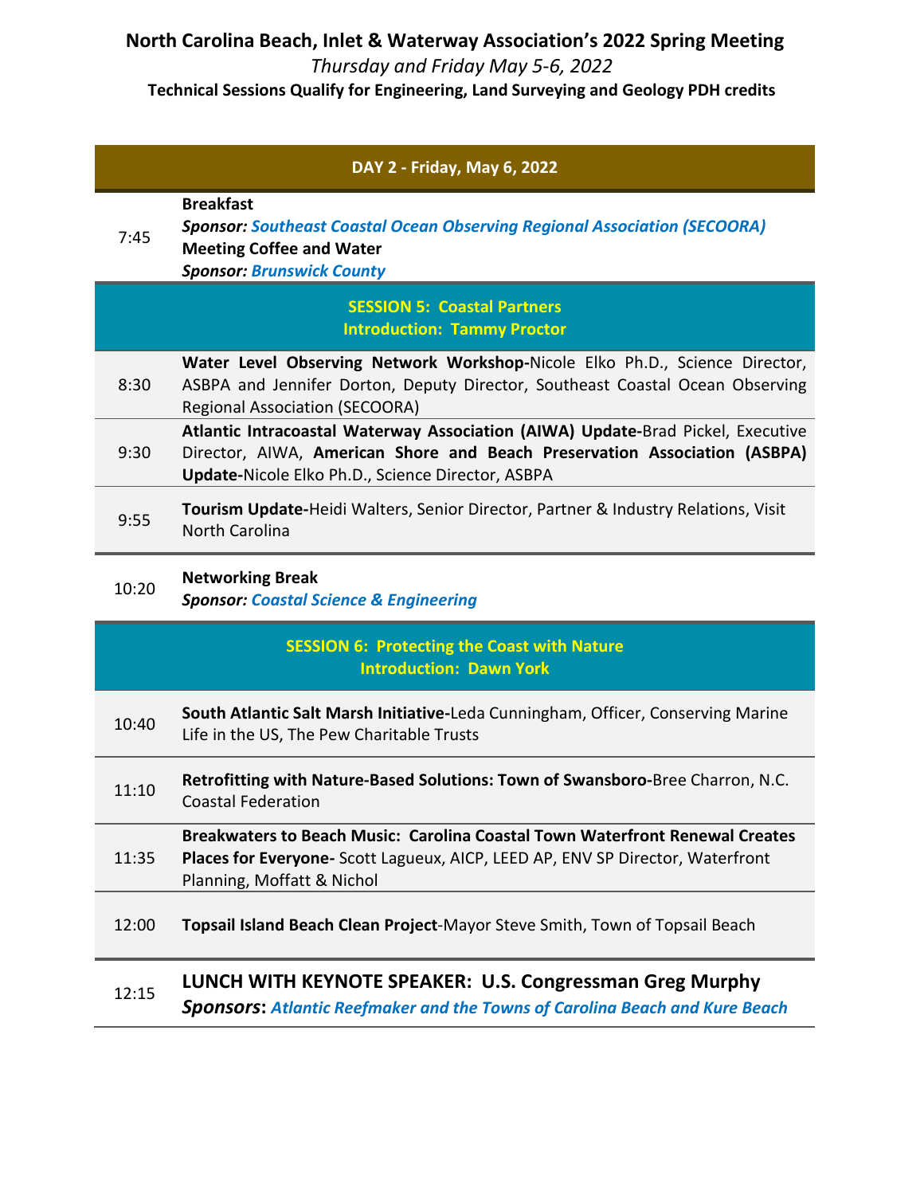# North Carolina Beach, Inlet & Waterway Association's 2022 Spring Meeting

*Thursday and Friday May 5-6, 2022*

**Technical Sessions Qualify for Engineering, Land Surveying and Geology PDH credits**

| DAY 2 - Friday, May 6, 2022 | |
|---|---|
| 7:45 | **Breakfast**<br>***Sponsor:*** ***Southeast Coastal Ocean Observing Regional Association (SECOORA)***<br>**Meeting Coffee and Water**<br>***Sponsor:*** ***Brunswick County*** |
| | **SESSION 5: Coastal Partners**<br>**Introduction: Tammy Proctor** |
| 8:30 | **Water Level Observing Network Workshop-**Nicole Elko Ph.D., Science Director, ASBPA and Jennifer Dorton, Deputy Director, Southeast Coastal Ocean Observing Regional Association (SECOORA) |
| 9:30 | **Atlantic Intracoastal Waterway Association (AIWA) Update-**Brad Pickel, Executive Director, AIWA, **American Shore and Beach Preservation Association (ASBPA) Update-**Nicole Elko Ph.D., Science Director, ASBPA |
| 9:55 | **Tourism Update-**Heidi Walters, Senior Director, Partner & Industry Relations, Visit North Carolina |
| 10:20 | **Networking Break**<br>***Sponsor:*** ***Coastal Science & Engineering*** |
| | **SESSION 6: Protecting the Coast with Nature**<br>**Introduction: Dawn York** |
| 10:40 | **South Atlantic Salt Marsh Initiative-**Leda Cunningham, Officer, Conserving Marine Life in the US, The Pew Charitable Trusts |
| 11:10 | **Retrofitting with Nature-Based Solutions: Town of Swansboro-**Bree Charron, N.C. Coastal Federation |
| 11:35 | **Breakwaters to Beach Music: Carolina Coastal Town Waterfront Renewal Creates Places for Everyone-** Scott Lagueux, AICP, LEED AP, ENV SP Director, Waterfront Planning, Moffatt & Nichol |
| 12:00 | **Topsail Island Beach Clean Project**-Mayor Steve Smith, Town of Topsail Beach |
| 12:15 | **LUNCH WITH KEYNOTE SPEAKER: U.S. Congressman Greg Murphy**<br>***Sponsors*: *Atlantic Reefmaker and the Towns of Carolina Beach and Kure Beach*** |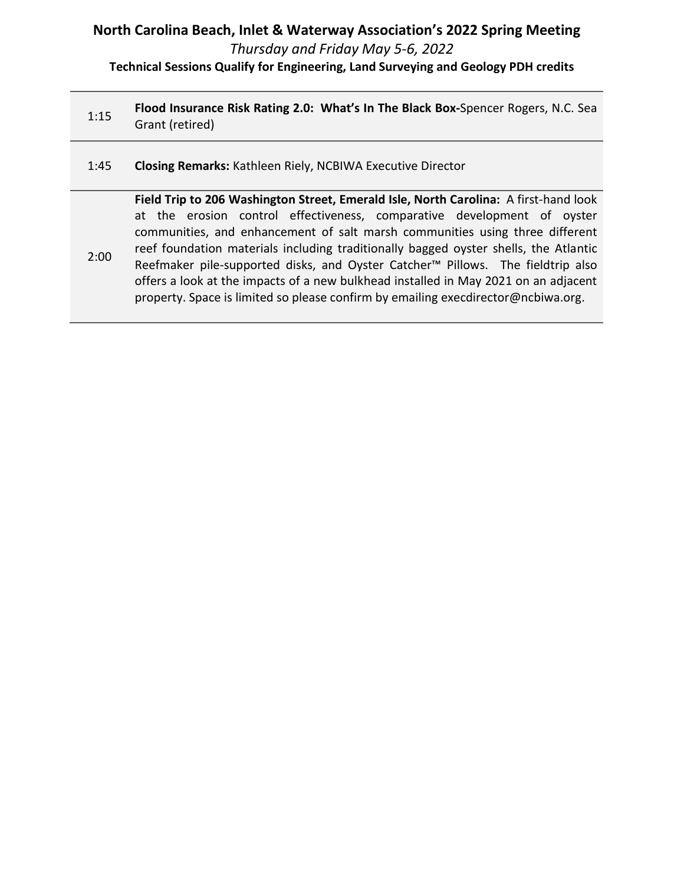**North Carolina Beach, Inlet & Waterway Association's 2022 Spring Meeting**

*Thursday and Friday May 5-6, 2022*

**Technical Sessions Qualify for Engineering, Land Surveying and Geology PDH credits**

| | |
|---|---|
| 1:15 | **Flood Insurance Risk Rating 2.0: What's In The Black Box-**Spencer Rogers, N.C. Sea Grant (retired) |
| 1:45 | **Closing Remarks:** Kathleen Riely, NCBIWA Executive Director |
| 2:00 | **Field Trip to 206 Washington Street, Emerald Isle, North Carolina:** A first-hand look at the erosion control effectiveness, comparative development of oyster communities, and enhancement of salt marsh communities using three different reef foundation materials including traditionally bagged oyster shells, the Atlantic Reefmaker pile-supported disks, and Oyster Catcher™ Pillows. The fieldtrip also offers a look at the impacts of a new bulkhead installed in May 2021 on an adjacent property. Space is limited so please confirm by emailing execdirector@ncbiwa.org. |